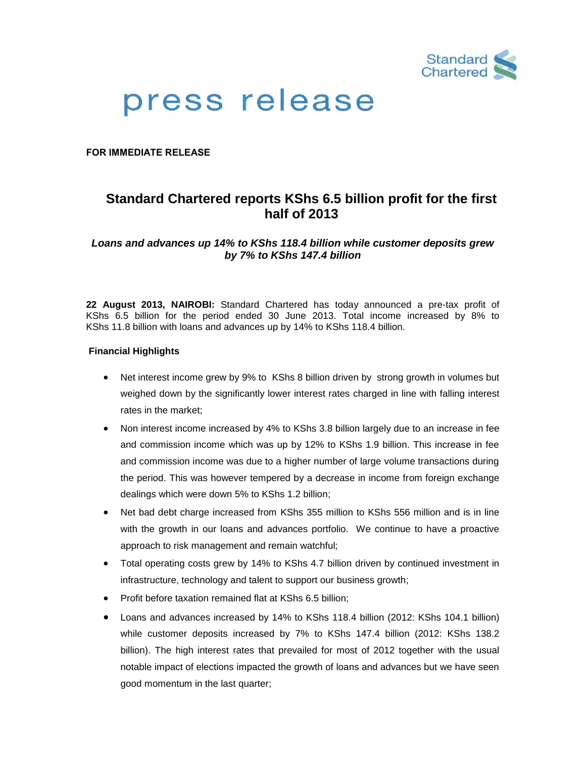# press release

**FOR IMMEDIATE RELEASE**

## Standard Chartered reports KShs 6.5 billion profit for the first half of 2013

***Loans and advances up 14% to KShs 118.4 billion while customer deposits grew by 7% to KShs 147.4 billion***

**22 August 2013, NAIROBI:** Standard Chartered has today announced a pre-tax profit of KShs 6.5 billion for the period ended 30 June 2013. Total income increased by 8% to KShs 11.8 billion with loans and advances up by 14% to KShs 118.4 billion.

**Financial Highlights**

- Net interest income grew by 9% to KShs 8 billion driven by strong growth in volumes but weighed down by the significantly lower interest rates charged in line with falling interest rates in the market;
- Non interest income increased by 4% to KShs 3.8 billion largely due to an increase in fee and commission income which was up by 12% to KShs 1.9 billion. This increase in fee and commission income was due to a higher number of large volume transactions during the period. This was however tempered by a decrease in income from foreign exchange dealings which were down 5% to KShs 1.2 billion;
- Net bad debt charge increased from KShs 355 million to KShs 556 million and is in line with the growth in our loans and advances portfolio. We continue to have a proactive approach to risk management and remain watchful;
- Total operating costs grew by 14% to KShs 4.7 billion driven by continued investment in infrastructure, technology and talent to support our business growth;
- Profit before taxation remained flat at KShs 6.5 billion;
- Loans and advances increased by 14% to KShs 118.4 billion (2012: KShs 104.1 billion) while customer deposits increased by 7% to KShs 147.4 billion (2012: KShs 138.2 billion). The high interest rates that prevailed for most of 2012 together with the usual notable impact of elections impacted the growth of loans and advances but we have seen good momentum in the last quarter;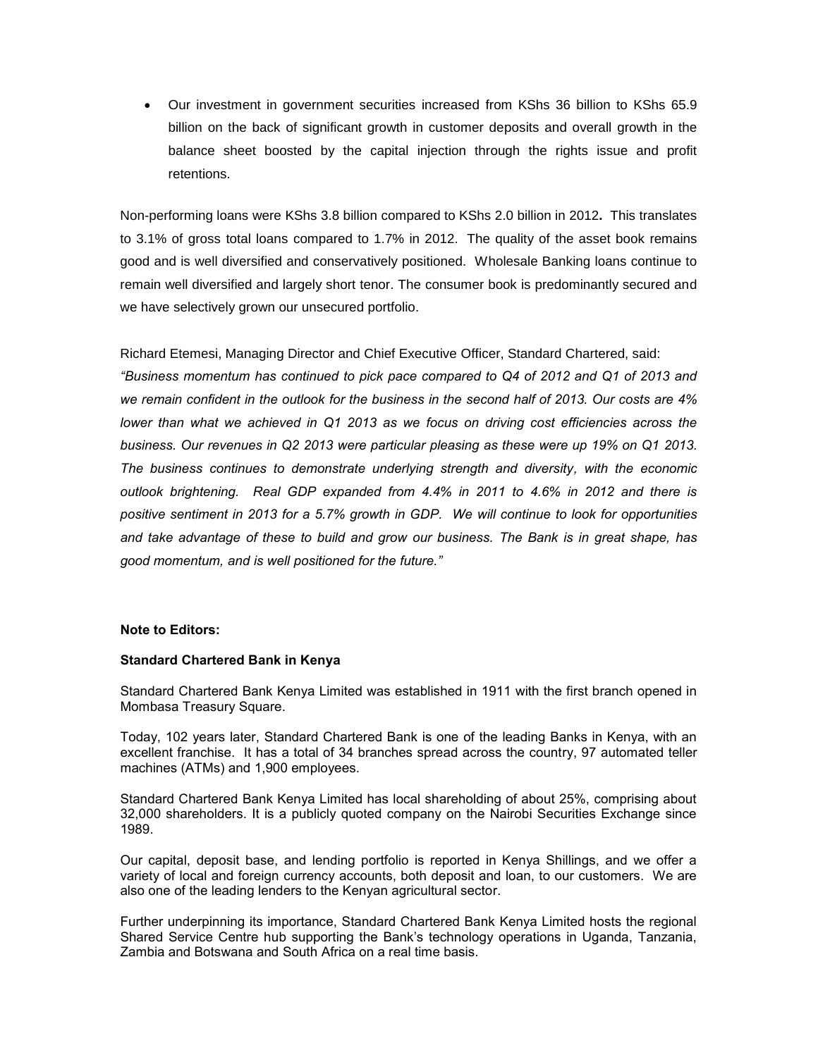- Our investment in government securities increased from KShs 36 billion to KShs 65.9 billion on the back of significant growth in customer deposits and overall growth in the balance sheet boosted by the capital injection through the rights issue and profit retentions.

Non-performing loans were KShs 3.8 billion compared to KShs 2.0 billion in 2012**.** This translates to 3.1% of gross total loans compared to 1.7% in 2012. The quality of the asset book remains good and is well diversified and conservatively positioned. Wholesale Banking loans continue to remain well diversified and largely short tenor. The consumer book is predominantly secured and we have selectively grown our unsecured portfolio.

Richard Etemesi, Managing Director and Chief Executive Officer, Standard Chartered, said:

*"Business momentum has continued to pick pace compared to Q4 of 2012 and Q1 of 2013 and we remain confident in the outlook for the business in the second half of 2013. Our costs are 4% lower than what we achieved in Q1 2013 as we focus on driving cost efficiencies across the business. Our revenues in Q2 2013 were particular pleasing as these were up 19% on Q1 2013. The business continues to demonstrate underlying strength and diversity, with the economic outlook brightening. Real GDP expanded from 4.4% in 2011 to 4.6% in 2012 and there is positive sentiment in 2013 for a 5.7% growth in GDP. We will continue to look for opportunities and take advantage of these to build and grow our business. The Bank is in great shape, has good momentum, and is well positioned for the future."*

**Note to Editors:**

**Standard Chartered Bank in Kenya**

Standard Chartered Bank Kenya Limited was established in 1911 with the first branch opened in Mombasa Treasury Square.

Today, 102 years later, Standard Chartered Bank is one of the leading Banks in Kenya, with an excellent franchise. It has a total of 34 branches spread across the country, 97 automated teller machines (ATMs) and 1,900 employees.

Standard Chartered Bank Kenya Limited has local shareholding of about 25%, comprising about 32,000 shareholders. It is a publicly quoted company on the Nairobi Securities Exchange since 1989.

Our capital, deposit base, and lending portfolio is reported in Kenya Shillings, and we offer a variety of local and foreign currency accounts, both deposit and loan, to our customers. We are also one of the leading lenders to the Kenyan agricultural sector.

Further underpinning its importance, Standard Chartered Bank Kenya Limited hosts the regional Shared Service Centre hub supporting the Bank's technology operations in Uganda, Tanzania, Zambia and Botswana and South Africa on a real time basis.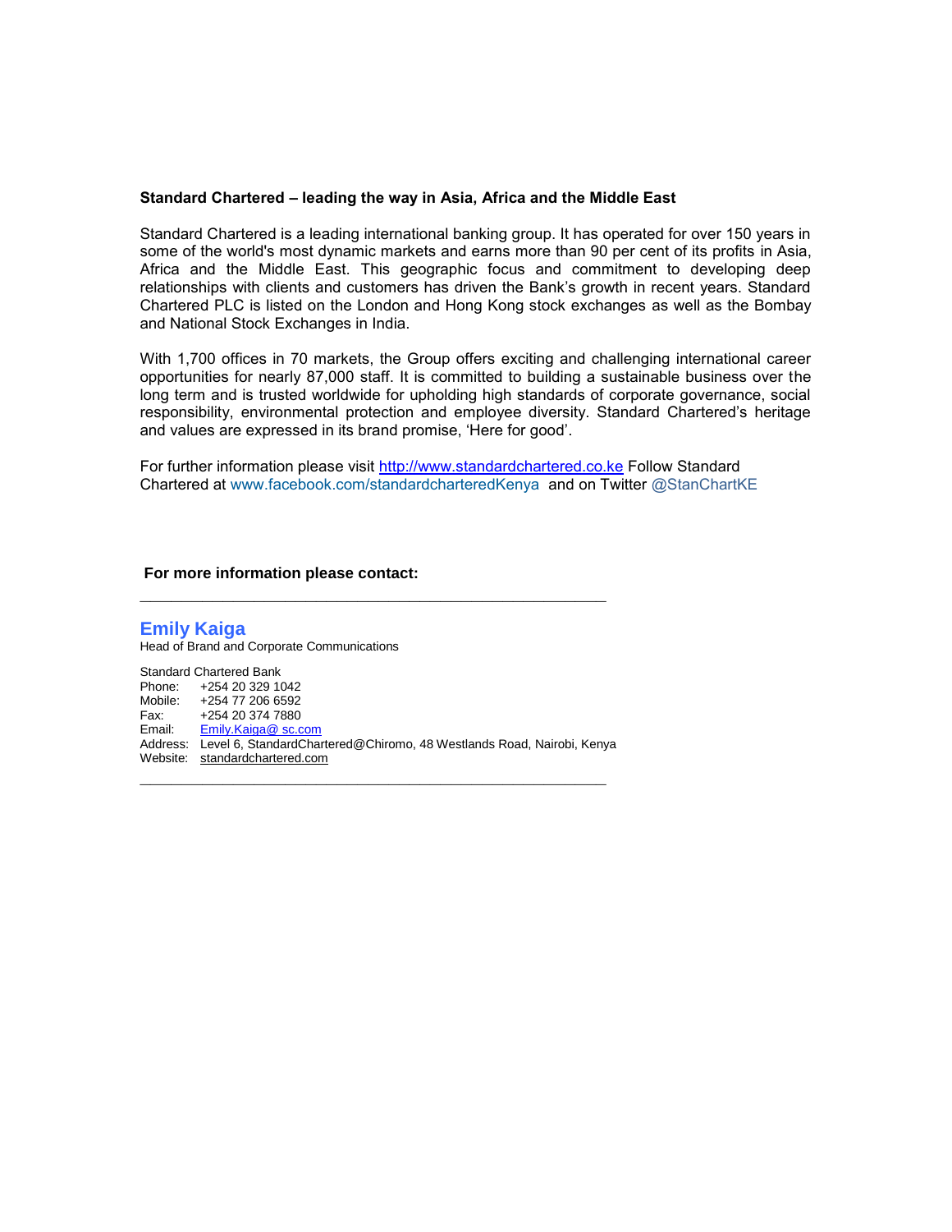**Standard Chartered – leading the way in Asia, Africa and the Middle East**

Standard Chartered is a leading international banking group. It has operated for over 150 years in some of the world's most dynamic markets and earns more than 90 per cent of its profits in Asia, Africa and the Middle East. This geographic focus and commitment to developing deep relationships with clients and customers has driven the Bank's growth in recent years. Standard Chartered PLC is listed on the London and Hong Kong stock exchanges as well as the Bombay and National Stock Exchanges in India.

With 1,700 offices in 70 markets, the Group offers exciting and challenging international career opportunities for nearly 87,000 staff. It is committed to building a sustainable business over the long term and is trusted worldwide for upholding high standards of corporate governance, social responsibility, environmental protection and employee diversity. Standard Chartered's heritage and values are expressed in its brand promise, 'Here for good'.

For further information please visit http://www.standardchartered.co.ke Follow Standard Chartered at www.facebook.com/standardcharteredKenya and on Twitter @StanChartKE

**For more information please contact:**

---

**Emily Kaiga**
Head of Brand and Corporate Communications

Standard Chartered Bank
Phone: +254 20 329 1042
Mobile: +254 77 206 6592
Fax: +254 20 374 7880
Email: Emily.Kaiga@ sc.com
Address: Level 6, StandardChartered@Chiromo, 48 Westlands Road, Nairobi, Kenya
Website: standardchartered.com

---